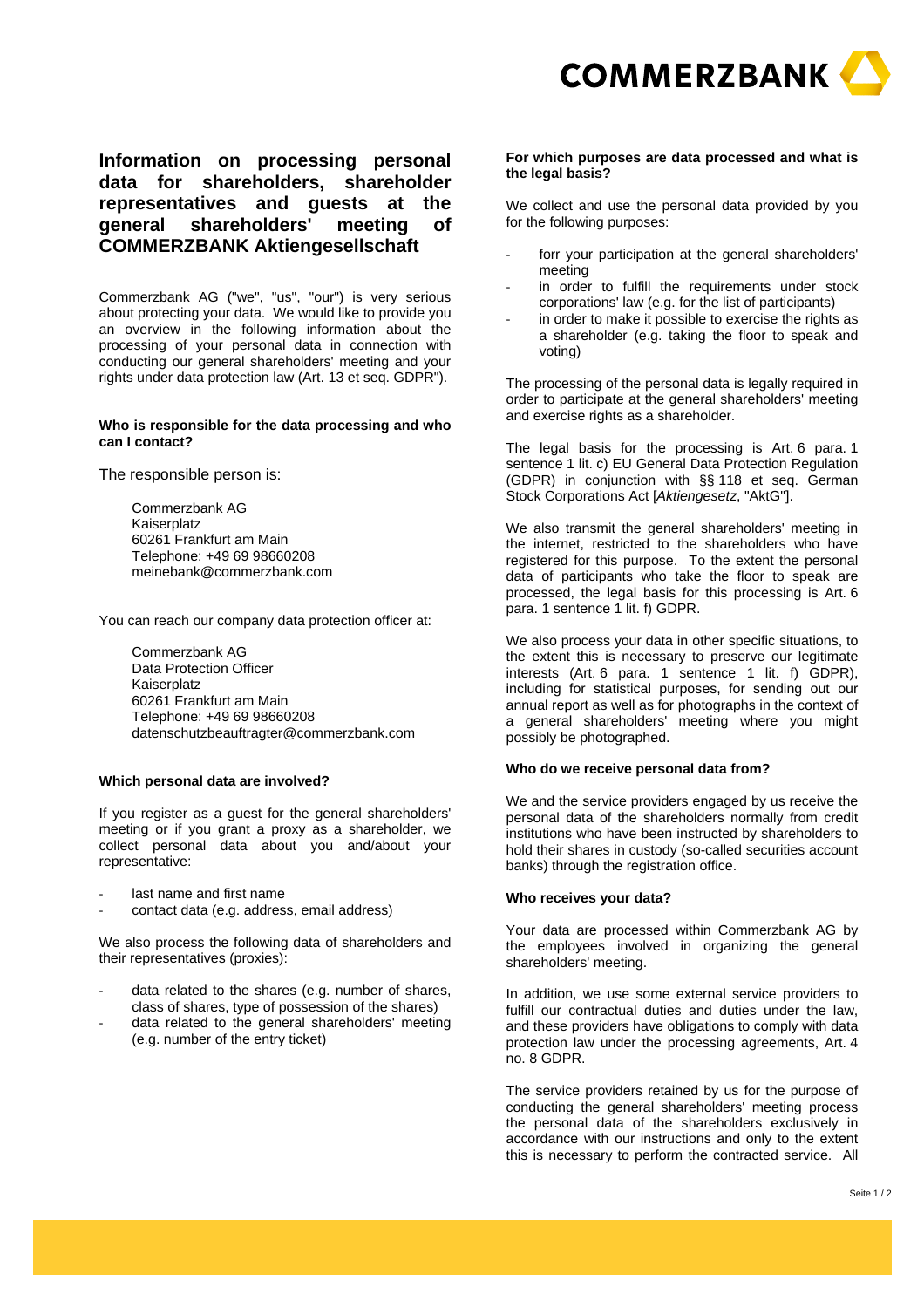# Information on processing personal data for shareholders, shareholder representatives and guests at the general shareholders' meeting of COMMERZBANK Aktiengesellschaft

Commerzbank AG ("we", "us", "our") is very serious about protecting your data. We would like to provide you an overview in the following information about the processing of your personal data in connection with conducting our general shareholders' meeting and your rights under data protection law (Art. 13 et seq. GDPR").

**Who is responsible for the data processing and who can I contact?**

The responsible person is:

Commerzbank AG
Kaiserplatz
60261 Frankfurt am Main
Telephone: +49 69 98660208
meinebank@commerzbank.com

You can reach our company data protection officer at:

Commerzbank AG
Data Protection Officer
Kaiserplatz
60261 Frankfurt am Main
Telephone: +49 69 98660208
datenschutzbeauftragter@commerzbank.com

**Which personal data are involved?**

If you register as a guest for the general shareholders' meeting or if you grant a proxy as a shareholder, we collect personal data about you and/about your representative:

- last name and first name
- contact data (e.g. address, email address)

We also process the following data of shareholders and their representatives (proxies):

- data related to the shares (e.g. number of shares, class of shares, type of possession of the shares)
- data related to the general shareholders' meeting (e.g. number of the entry ticket)

**For which purposes are data processed and what is the legal basis?**

We collect and use the personal data provided by you for the following purposes:

- forr your participation at the general shareholders' meeting
- in order to fulfill the requirements under stock corporations' law (e.g. for the list of participants)
- in order to make it possible to exercise the rights as a shareholder (e.g. taking the floor to speak and voting)

The processing of the personal data is legally required in order to participate at the general shareholders' meeting and exercise rights as a shareholder.

The legal basis for the processing is Art. 6 para. 1 sentence 1 lit. c) EU General Data Protection Regulation (GDPR) in conjunction with §§ 118 et seq. German Stock Corporations Act [*Aktiengesetz*, "AktG"].

We also transmit the general shareholders' meeting in the internet, restricted to the shareholders who have registered for this purpose. To the extent the personal data of participants who take the floor to speak are processed, the legal basis for this processing is Art. 6 para. 1 sentence 1 lit. f) GDPR.

We also process your data in other specific situations, to the extent this is necessary to preserve our legitimate interests (Art. 6 para. 1 sentence 1 lit. f) GDPR), including for statistical purposes, for sending out our annual report as well as for photographs in the context of a general shareholders' meeting where you might possibly be photographed.

**Who do we receive personal data from?**

We and the service providers engaged by us receive the personal data of the shareholders normally from credit institutions who have been instructed by shareholders to hold their shares in custody (so-called securities account banks) through the registration office.

**Who receives your data?**

Your data are processed within Commerzbank AG by the employees involved in organizing the general shareholders' meeting.

In addition, we use some external service providers to fulfill our contractual duties and duties under the law, and these providers have obligations to comply with data protection law under the processing agreements, Art. 4 no. 8 GDPR.

The service providers retained by us for the purpose of conducting the general shareholders' meeting process the personal data of the shareholders exclusively in accordance with our instructions and only to the extent this is necessary to perform the contracted service. All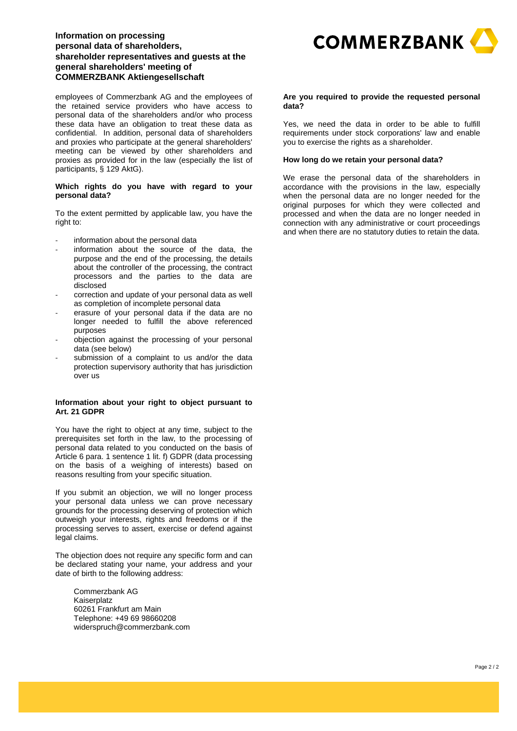employees of Commerzbank AG and the employees of the retained service providers who have access to personal data of the shareholders and/or who process these data have an obligation to treat these data as confidential. In addition, personal data of shareholders and proxies who participate at the general shareholders' meeting can be viewed by other shareholders and proxies as provided for in the law (especially the list of participants, § 129 AktG).

**Which rights do you have with regard to your personal data?**

To the extent permitted by applicable law, you have the right to:

- information about the personal data
- information about the source of the data, the purpose and the end of the processing, the details about the controller of the processing, the contract processors and the parties to the data are disclosed
- correction and update of your personal data as well as completion of incomplete personal data
- erasure of your personal data if the data are no longer needed to fulfill the above referenced purposes
- objection against the processing of your personal data (see below)
- submission of a complaint to us and/or the data protection supervisory authority that has jurisdiction over us

**Information about your right to object pursuant to Art. 21 GDPR**

You have the right to object at any time, subject to the prerequisites set forth in the law, to the processing of personal data related to you conducted on the basis of Article 6 para. 1 sentence 1 lit. f) GDPR (data processing on the basis of a weighing of interests) based on reasons resulting from your specific situation.

If you submit an objection, we will no longer process your personal data unless we can prove necessary grounds for the processing deserving of protection which outweigh your interests, rights and freedoms or if the processing serves to assert, exercise or defend against legal claims.

The objection does not require any specific form and can be declared stating your name, your address and your date of birth to the following address:

Commerzbank AG
Kaiserplatz
60261 Frankfurt am Main
Telephone: +49 69 98660208
widerspruch@commerzbank.com

**Are you required to provide the requested personal data?**

Yes, we need the data in order to be able to fulfill requirements under stock corporations' law and enable you to exercise the rights as a shareholder.

**How long do we retain your personal data?**

We erase the personal data of the shareholders in accordance with the provisions in the law, especially when the personal data are no longer needed for the original purposes for which they were collected and processed and when the data are no longer needed in connection with any administrative or court proceedings and when there are no statutory duties to retain the data.